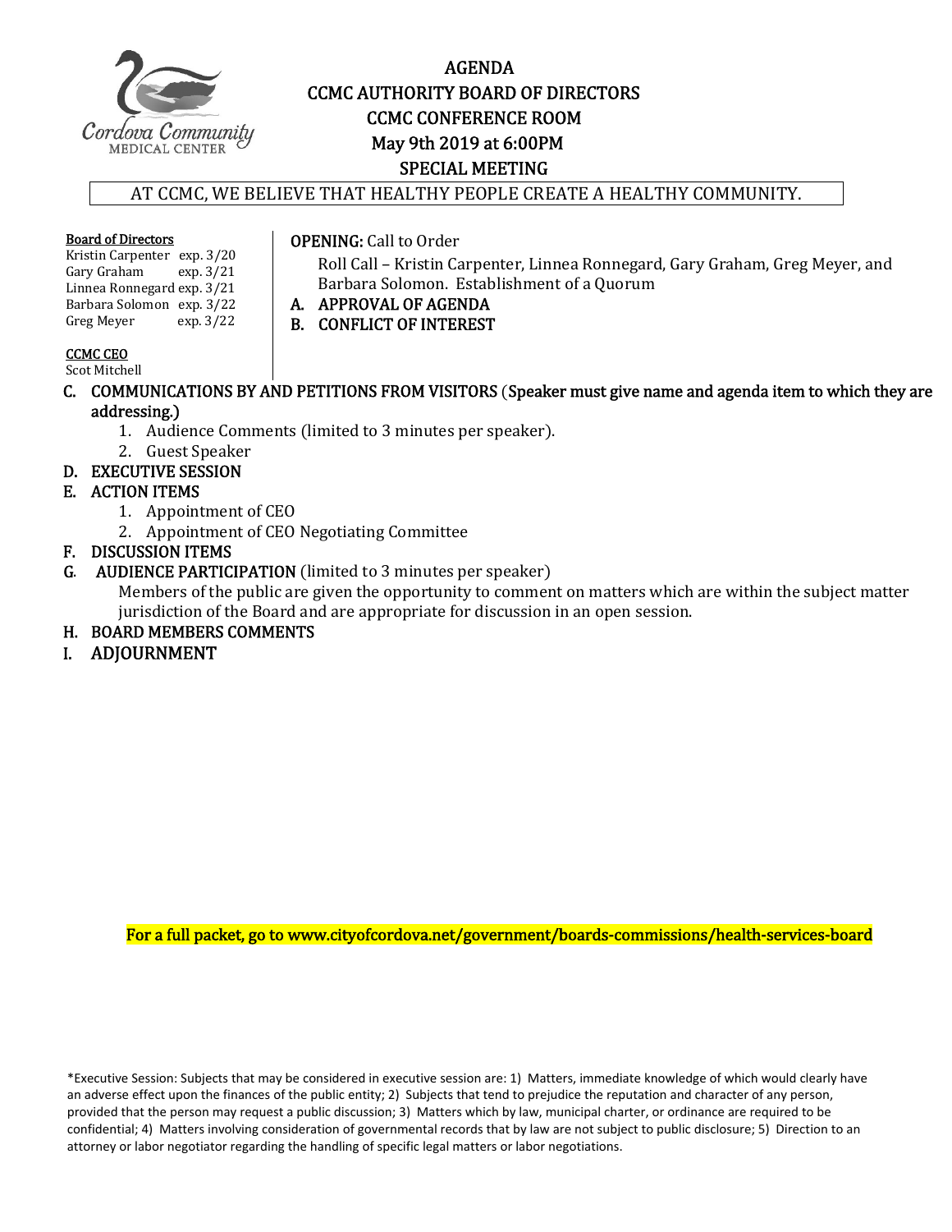# AGENDA
## CCMC AUTHORITY BOARD OF DIRECTORS
## CCMC CONFERENCE ROOM
## May 9th 2019 at 6:00PM
## SPECIAL MEETING

AT CCMC, WE BELIEVE THAT HEALTHY PEOPLE CREATE A HEALTHY COMMUNITY.

**Board of Directors**
Kristin Carpenter exp. 3/20
Gary Graham exp. 3/21
Linnea Ronnegard exp. 3/21
Barbara Solomon exp. 3/22
Greg Meyer exp. 3/22

**CCMC CEO**
Scot Mitchell

**OPENING:** Call to Order

Roll Call – Kristin Carpenter, Linnea Ronnegard, Gary Graham, Greg Meyer, and Barbara Solomon. Establishment of a Quorum

A. **APPROVAL OF AGENDA**
B. **CONFLICT OF INTEREST**
C. **COMMUNICATIONS BY AND PETITIONS FROM VISITORS** (**Speaker must give name and agenda item to which they are addressing.)**
   1. Audience Comments (limited to 3 minutes per speaker).
   2. Guest Speaker
D. **EXECUTIVE SESSION**
E. **ACTION ITEMS**
   1. Appointment of CEO
   2. Appointment of CEO Negotiating Committee
F. **DISCUSSION ITEMS**
G. **AUDIENCE PARTICIPATION** (limited to 3 minutes per speaker)
   Members of the public are given the opportunity to comment on matters which are within the subject matter jurisdiction of the Board and are appropriate for discussion in an open session.
H. **BOARD MEMBERS COMMENTS**
I. **ADJOURNMENT**

**For a full packet, go to www.cityofcordova.net/government/boards-commissions/health-services-board**

*Executive Session: Subjects that may be considered in executive session are: 1) Matters, immediate knowledge of which would clearly have an adverse effect upon the finances of the public entity; 2) Subjects that tend to prejudice the reputation and character of any person, provided that the person may request a public discussion; 3) Matters which by law, municipal charter, or ordinance are required to be confidential; 4) Matters involving consideration of governmental records that by law are not subject to public disclosure; 5) Direction to an attorney or labor negotiator regarding the handling of specific legal matters or labor negotiations.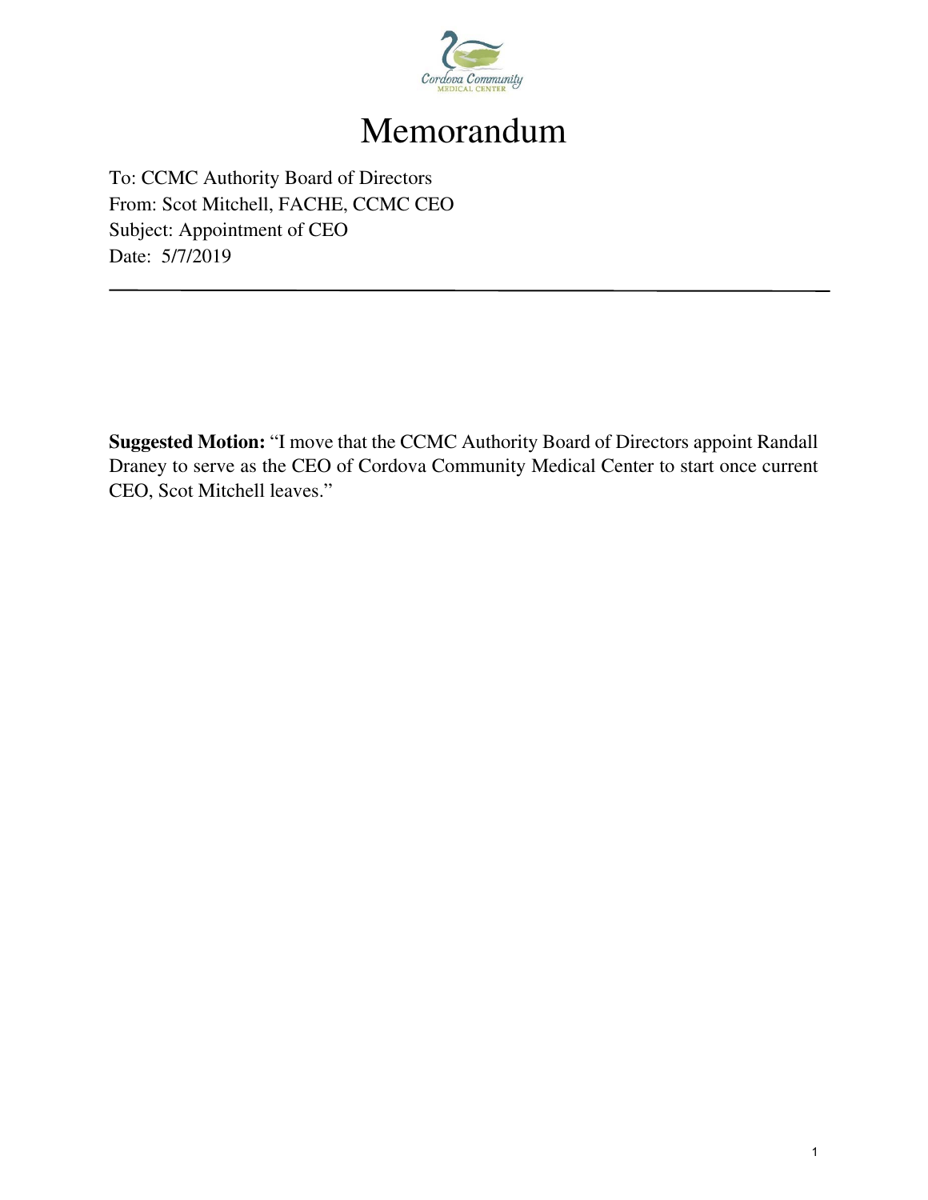# Memorandum

To: CCMC Authority Board of Directors
From: Scot Mitchell, FACHE, CCMC CEO
Subject: Appointment of CEO
Date: 5/7/2019

---

**Suggested Motion:** "I move that the CCMC Authority Board of Directors appoint Randall Draney to serve as the CEO of Cordova Community Medical Center to start once current CEO, Scot Mitchell leaves."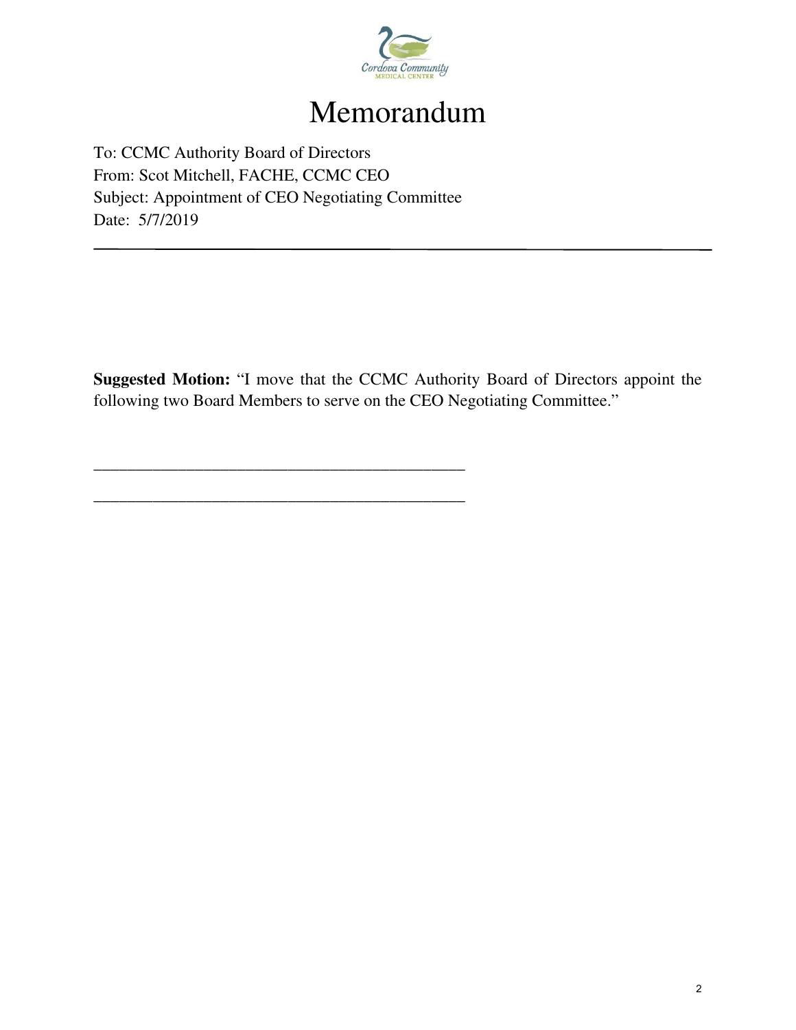# Memorandum

To: CCMC Authority Board of Directors
From: Scot Mitchell, FACHE, CCMC CEO
Subject: Appointment of CEO Negotiating Committee
Date: 5/7/2019

---

**Suggested Motion:** "I move that the CCMC Authority Board of Directors appoint the following two Board Members to serve on the CEO Negotiating Committee."

______________________________________________

______________________________________________